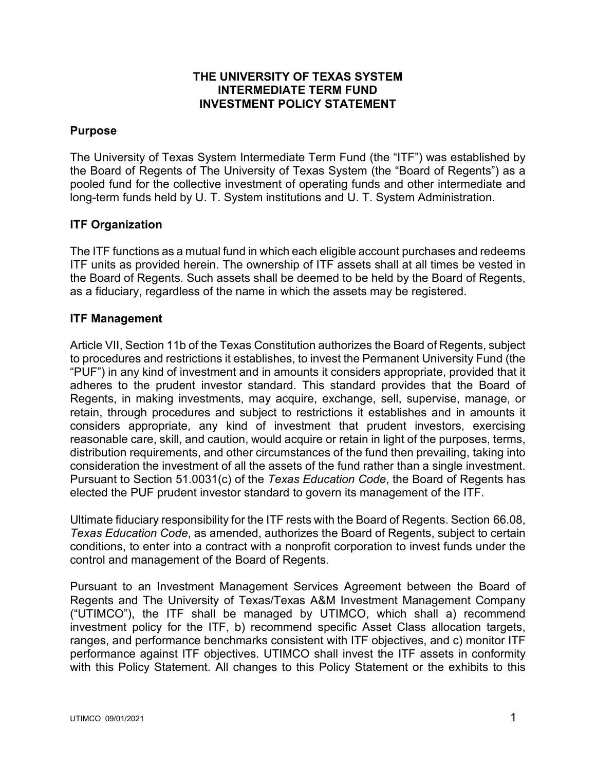# THE UNIVERSITY OF TEXAS SYSTEM
# INTERMEDIATE TERM FUND
# INVESTMENT POLICY STATEMENT

## Purpose

The University of Texas System Intermediate Term Fund (the "ITF") was established by the Board of Regents of The University of Texas System (the "Board of Regents") as a pooled fund for the collective investment of operating funds and other intermediate and long-term funds held by U. T. System institutions and U. T. System Administration.

## ITF Organization

The ITF functions as a mutual fund in which each eligible account purchases and redeems ITF units as provided herein. The ownership of ITF assets shall at all times be vested in the Board of Regents. Such assets shall be deemed to be held by the Board of Regents, as a fiduciary, regardless of the name in which the assets may be registered.

## ITF Management

Article VII, Section 11b of the Texas Constitution authorizes the Board of Regents, subject to procedures and restrictions it establishes, to invest the Permanent University Fund (the "PUF") in any kind of investment and in amounts it considers appropriate, provided that it adheres to the prudent investor standard. This standard provides that the Board of Regents, in making investments, may acquire, exchange, sell, supervise, manage, or retain, through procedures and subject to restrictions it establishes and in amounts it considers appropriate, any kind of investment that prudent investors, exercising reasonable care, skill, and caution, would acquire or retain in light of the purposes, terms, distribution requirements, and other circumstances of the fund then prevailing, taking into consideration the investment of all the assets of the fund rather than a single investment. Pursuant to Section 51.0031(c) of the *Texas Education Code*, the Board of Regents has elected the PUF prudent investor standard to govern its management of the ITF.

Ultimate fiduciary responsibility for the ITF rests with the Board of Regents. Section 66.08, *Texas Education Code*, as amended, authorizes the Board of Regents, subject to certain conditions, to enter into a contract with a nonprofit corporation to invest funds under the control and management of the Board of Regents.

Pursuant to an Investment Management Services Agreement between the Board of Regents and The University of Texas/Texas A&M Investment Management Company ("UTIMCO"), the ITF shall be managed by UTIMCO, which shall a) recommend investment policy for the ITF, b) recommend specific Asset Class allocation targets, ranges, and performance benchmarks consistent with ITF objectives, and c) monitor ITF performance against ITF objectives. UTIMCO shall invest the ITF assets in conformity with this Policy Statement. All changes to this Policy Statement or the exhibits to this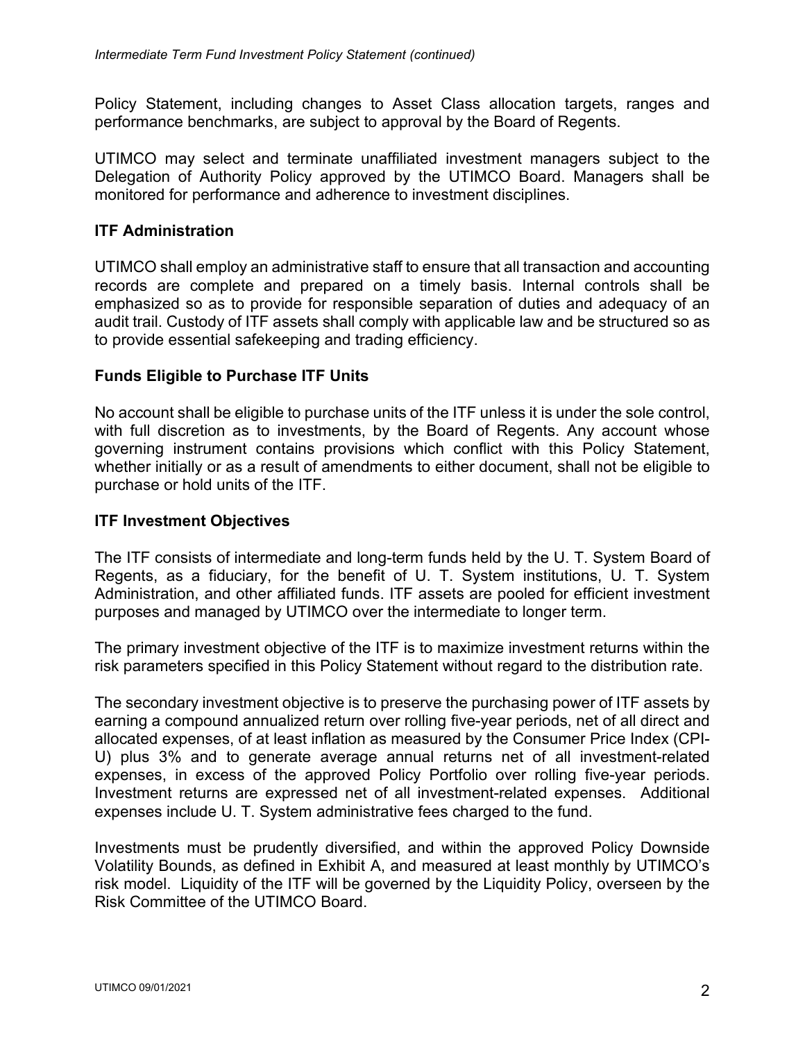Policy Statement, including changes to Asset Class allocation targets, ranges and performance benchmarks, are subject to approval by the Board of Regents.

UTIMCO may select and terminate unaffiliated investment managers subject to the Delegation of Authority Policy approved by the UTIMCO Board. Managers shall be monitored for performance and adherence to investment disciplines.

## ITF Administration

UTIMCO shall employ an administrative staff to ensure that all transaction and accounting records are complete and prepared on a timely basis. Internal controls shall be emphasized so as to provide for responsible separation of duties and adequacy of an audit trail. Custody of ITF assets shall comply with applicable law and be structured so as to provide essential safekeeping and trading efficiency.

## Funds Eligible to Purchase ITF Units

No account shall be eligible to purchase units of the ITF unless it is under the sole control, with full discretion as to investments, by the Board of Regents. Any account whose governing instrument contains provisions which conflict with this Policy Statement, whether initially or as a result of amendments to either document, shall not be eligible to purchase or hold units of the ITF.

## ITF Investment Objectives

The ITF consists of intermediate and long-term funds held by the U. T. System Board of Regents, as a fiduciary, for the benefit of U. T. System institutions, U. T. System Administration, and other affiliated funds. ITF assets are pooled for efficient investment purposes and managed by UTIMCO over the intermediate to longer term.

The primary investment objective of the ITF is to maximize investment returns within the risk parameters specified in this Policy Statement without regard to the distribution rate.

The secondary investment objective is to preserve the purchasing power of ITF assets by earning a compound annualized return over rolling five-year periods, net of all direct and allocated expenses, of at least inflation as measured by the Consumer Price Index (CPI-U) plus 3% and to generate average annual returns net of all investment-related expenses, in excess of the approved Policy Portfolio over rolling five-year periods. Investment returns are expressed net of all investment-related expenses. Additional expenses include U. T. System administrative fees charged to the fund.

Investments must be prudently diversified, and within the approved Policy Downside Volatility Bounds, as defined in Exhibit A, and measured at least monthly by UTIMCO's risk model. Liquidity of the ITF will be governed by the Liquidity Policy, overseen by the Risk Committee of the UTIMCO Board.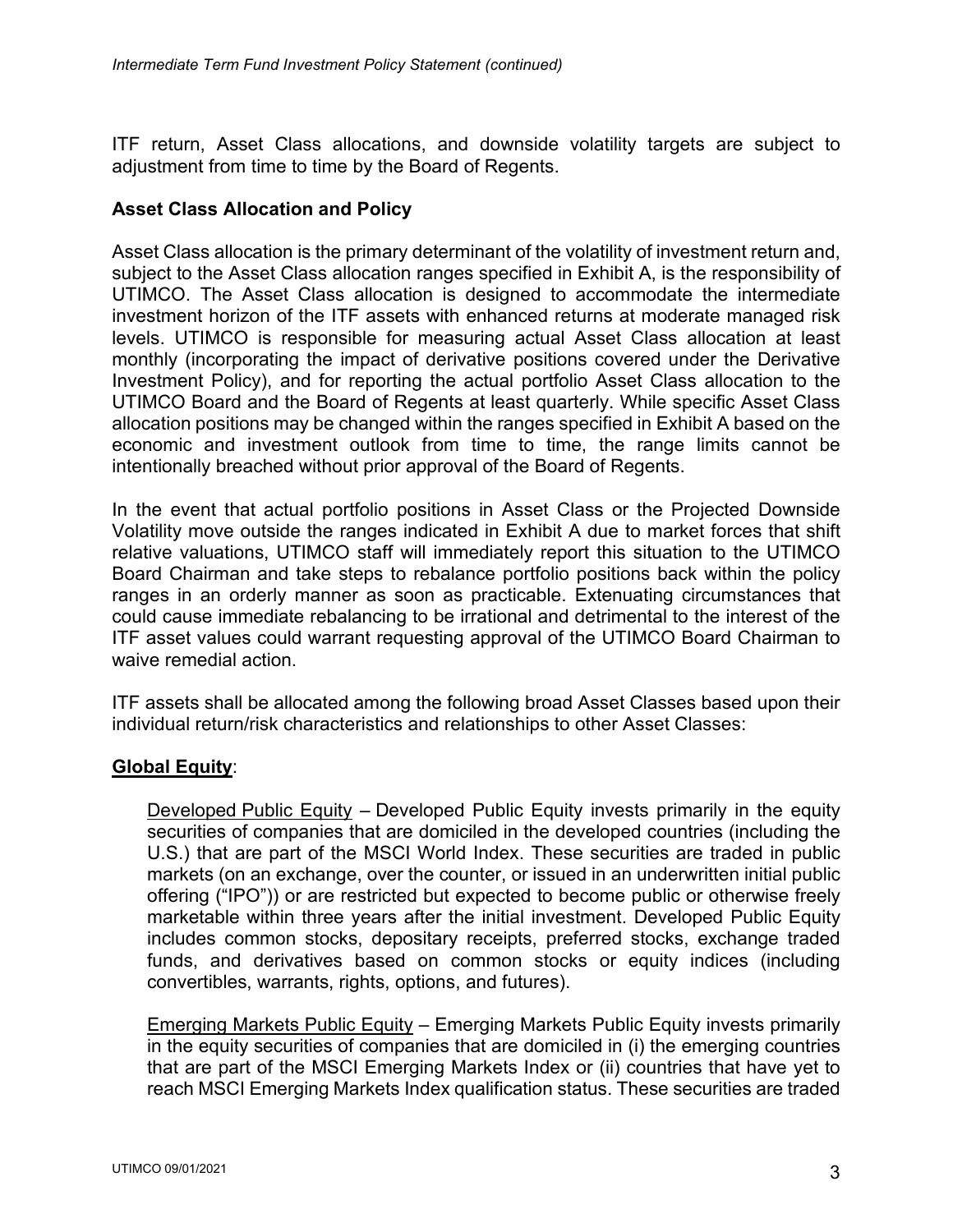ITF return, Asset Class allocations, and downside volatility targets are subject to adjustment from time to time by the Board of Regents.

## Asset Class Allocation and Policy

Asset Class allocation is the primary determinant of the volatility of investment return and, subject to the Asset Class allocation ranges specified in Exhibit A, is the responsibility of UTIMCO. The Asset Class allocation is designed to accommodate the intermediate investment horizon of the ITF assets with enhanced returns at moderate managed risk levels. UTIMCO is responsible for measuring actual Asset Class allocation at least monthly (incorporating the impact of derivative positions covered under the Derivative Investment Policy), and for reporting the actual portfolio Asset Class allocation to the UTIMCO Board and the Board of Regents at least quarterly. While specific Asset Class allocation positions may be changed within the ranges specified in Exhibit A based on the economic and investment outlook from time to time, the range limits cannot be intentionally breached without prior approval of the Board of Regents.

In the event that actual portfolio positions in Asset Class or the Projected Downside Volatility move outside the ranges indicated in Exhibit A due to market forces that shift relative valuations, UTIMCO staff will immediately report this situation to the UTIMCO Board Chairman and take steps to rebalance portfolio positions back within the policy ranges in an orderly manner as soon as practicable. Extenuating circumstances that could cause immediate rebalancing to be irrational and detrimental to the interest of the ITF asset values could warrant requesting approval of the UTIMCO Board Chairman to waive remedial action.

ITF assets shall be allocated among the following broad Asset Classes based upon their individual return/risk characteristics and relationships to other Asset Classes:

### Global Equity:

Developed Public Equity – Developed Public Equity invests primarily in the equity securities of companies that are domiciled in the developed countries (including the U.S.) that are part of the MSCI World Index. These securities are traded in public markets (on an exchange, over the counter, or issued in an underwritten initial public offering ("IPO")) or are restricted but expected to become public or otherwise freely marketable within three years after the initial investment. Developed Public Equity includes common stocks, depositary receipts, preferred stocks, exchange traded funds, and derivatives based on common stocks or equity indices (including convertibles, warrants, rights, options, and futures).

Emerging Markets Public Equity – Emerging Markets Public Equity invests primarily in the equity securities of companies that are domiciled in (i) the emerging countries that are part of the MSCI Emerging Markets Index or (ii) countries that have yet to reach MSCI Emerging Markets Index qualification status. These securities are traded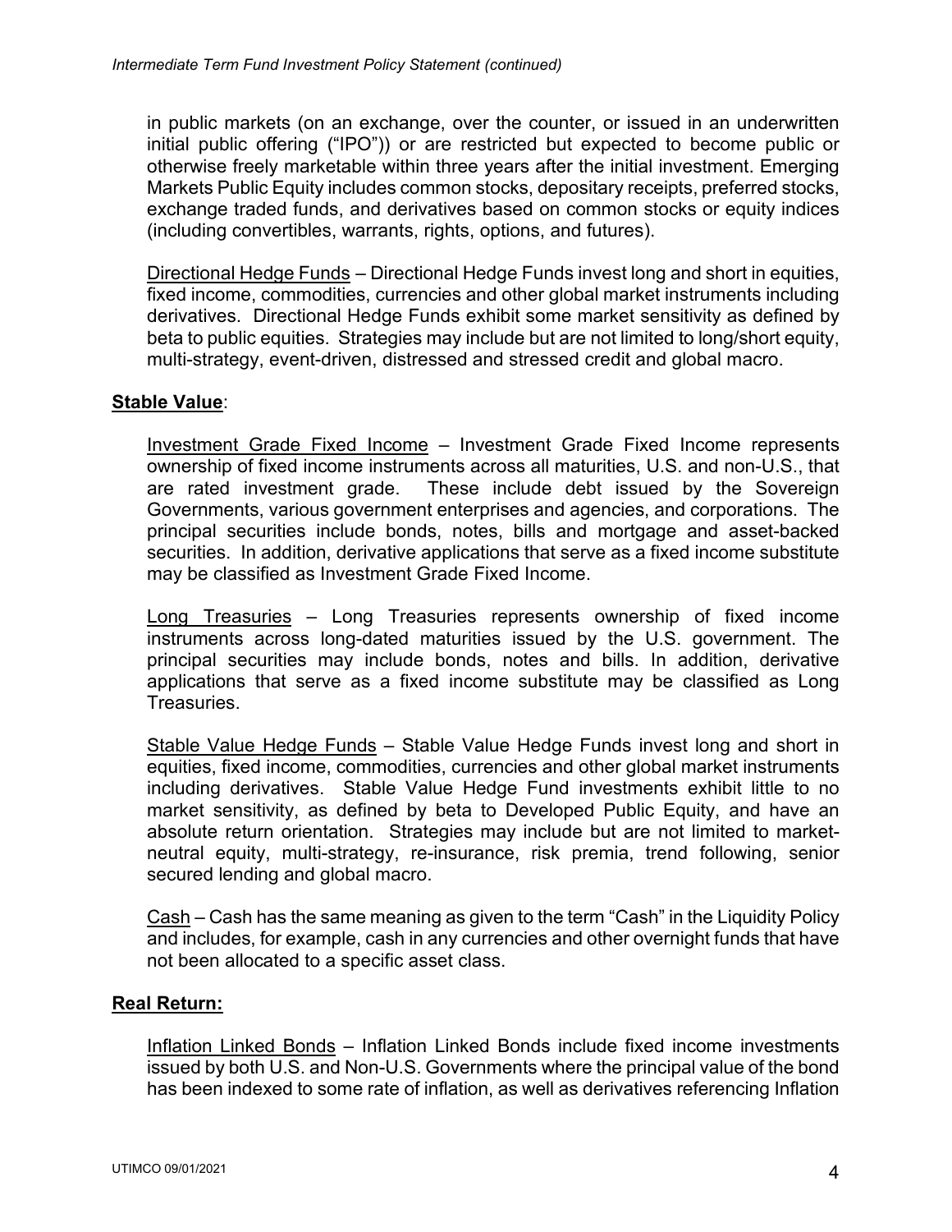in public markets (on an exchange, over the counter, or issued in an underwritten initial public offering ("IPO")) or are restricted but expected to become public or otherwise freely marketable within three years after the initial investment. Emerging Markets Public Equity includes common stocks, depositary receipts, preferred stocks, exchange traded funds, and derivatives based on common stocks or equity indices (including convertibles, warrants, rights, options, and futures).

Directional Hedge Funds – Directional Hedge Funds invest long and short in equities, fixed income, commodities, currencies and other global market instruments including derivatives. Directional Hedge Funds exhibit some market sensitivity as defined by beta to public equities. Strategies may include but are not limited to long/short equity, multi-strategy, event-driven, distressed and stressed credit and global macro.

**Stable Value**:

Investment Grade Fixed Income – Investment Grade Fixed Income represents ownership of fixed income instruments across all maturities, U.S. and non-U.S., that are rated investment grade. These include debt issued by the Sovereign Governments, various government enterprises and agencies, and corporations. The principal securities include bonds, notes, bills and mortgage and asset-backed securities. In addition, derivative applications that serve as a fixed income substitute may be classified as Investment Grade Fixed Income.

Long Treasuries – Long Treasuries represents ownership of fixed income instruments across long-dated maturities issued by the U.S. government. The principal securities may include bonds, notes and bills. In addition, derivative applications that serve as a fixed income substitute may be classified as Long Treasuries.

Stable Value Hedge Funds – Stable Value Hedge Funds invest long and short in equities, fixed income, commodities, currencies and other global market instruments including derivatives. Stable Value Hedge Fund investments exhibit little to no market sensitivity, as defined by beta to Developed Public Equity, and have an absolute return orientation. Strategies may include but are not limited to market-neutral equity, multi-strategy, re-insurance, risk premia, trend following, senior secured lending and global macro.

Cash – Cash has the same meaning as given to the term "Cash" in the Liquidity Policy and includes, for example, cash in any currencies and other overnight funds that have not been allocated to a specific asset class.

**Real Return:**

Inflation Linked Bonds – Inflation Linked Bonds include fixed income investments issued by both U.S. and Non-U.S. Governments where the principal value of the bond has been indexed to some rate of inflation, as well as derivatives referencing Inflation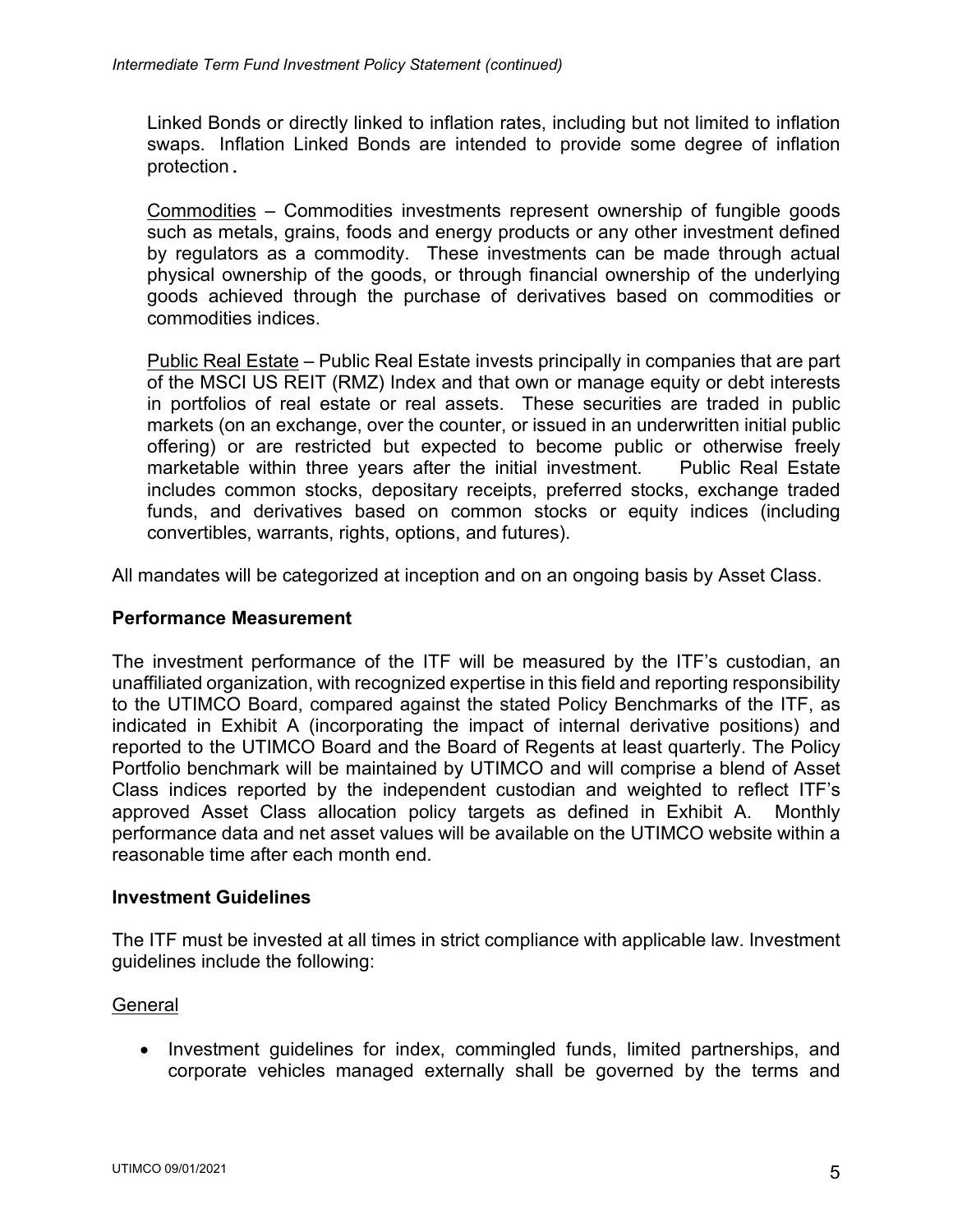Linked Bonds or directly linked to inflation rates, including but not limited to inflation swaps. Inflation Linked Bonds are intended to provide some degree of inflation protection.

Commodities – Commodities investments represent ownership of fungible goods such as metals, grains, foods and energy products or any other investment defined by regulators as a commodity. These investments can be made through actual physical ownership of the goods, or through financial ownership of the underlying goods achieved through the purchase of derivatives based on commodities or commodities indices.

Public Real Estate – Public Real Estate invests principally in companies that are part of the MSCI US REIT (RMZ) Index and that own or manage equity or debt interests in portfolios of real estate or real assets. These securities are traded in public markets (on an exchange, over the counter, or issued in an underwritten initial public offering) or are restricted but expected to become public or otherwise freely marketable within three years after the initial investment. Public Real Estate includes common stocks, depositary receipts, preferred stocks, exchange traded funds, and derivatives based on common stocks or equity indices (including convertibles, warrants, rights, options, and futures).

All mandates will be categorized at inception and on an ongoing basis by Asset Class.

**Performance Measurement**

The investment performance of the ITF will be measured by the ITF's custodian, an unaffiliated organization, with recognized expertise in this field and reporting responsibility to the UTIMCO Board, compared against the stated Policy Benchmarks of the ITF, as indicated in Exhibit A (incorporating the impact of internal derivative positions) and reported to the UTIMCO Board and the Board of Regents at least quarterly. The Policy Portfolio benchmark will be maintained by UTIMCO and will comprise a blend of Asset Class indices reported by the independent custodian and weighted to reflect ITF's approved Asset Class allocation policy targets as defined in Exhibit A. Monthly performance data and net asset values will be available on the UTIMCO website within a reasonable time after each month end.

**Investment Guidelines**

The ITF must be invested at all times in strict compliance with applicable law. Investment guidelines include the following:

General

- Investment guidelines for index, commingled funds, limited partnerships, and corporate vehicles managed externally shall be governed by the terms and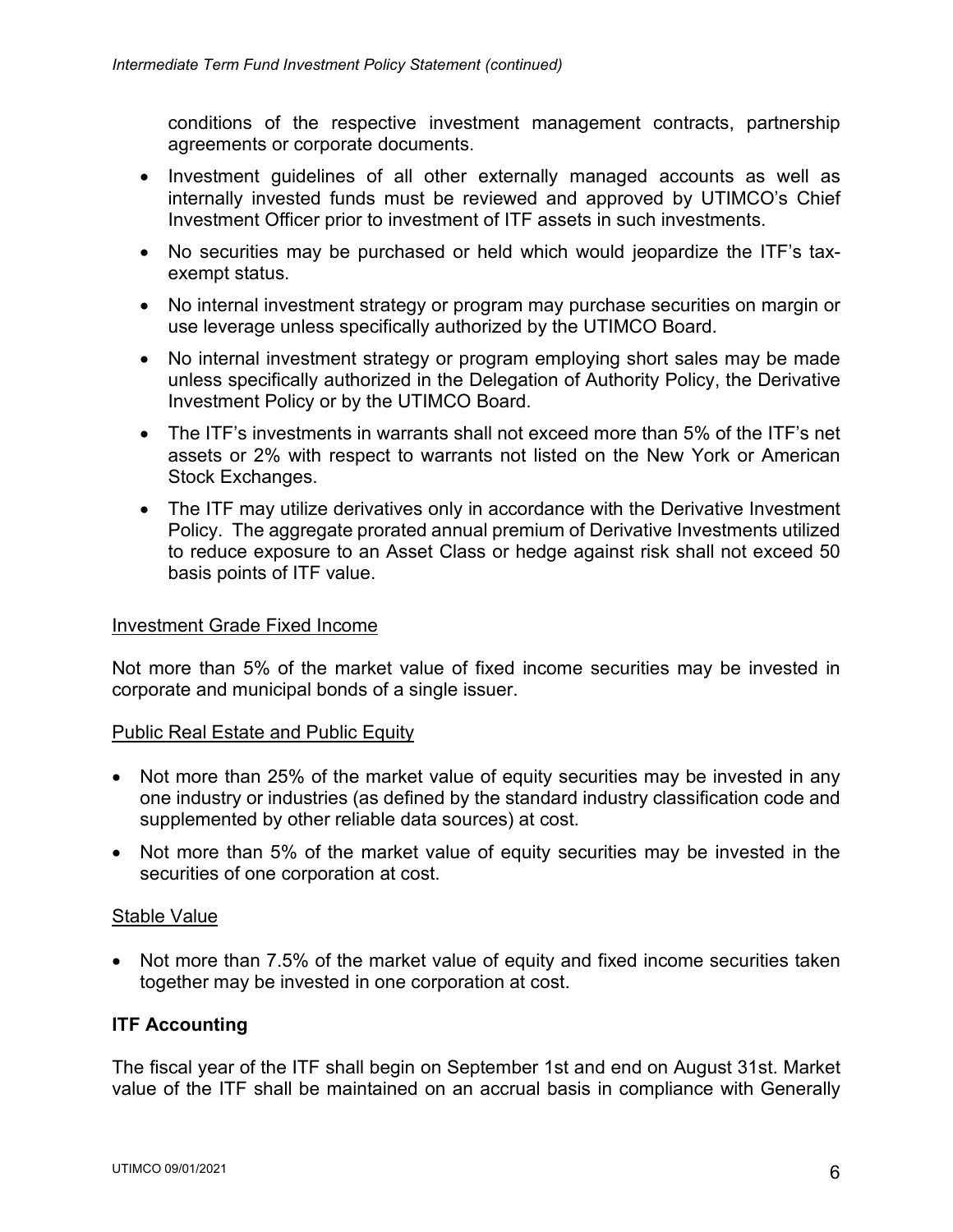conditions of the respective investment management contracts, partnership agreements or corporate documents.

- Investment guidelines of all other externally managed accounts as well as internally invested funds must be reviewed and approved by UTIMCO's Chief Investment Officer prior to investment of ITF assets in such investments.
- No securities may be purchased or held which would jeopardize the ITF's tax-exempt status.
- No internal investment strategy or program may purchase securities on margin or use leverage unless specifically authorized by the UTIMCO Board.
- No internal investment strategy or program employing short sales may be made unless specifically authorized in the Delegation of Authority Policy, the Derivative Investment Policy or by the UTIMCO Board.
- The ITF's investments in warrants shall not exceed more than 5% of the ITF's net assets or 2% with respect to warrants not listed on the New York or American Stock Exchanges.
- The ITF may utilize derivatives only in accordance with the Derivative Investment Policy. The aggregate prorated annual premium of Derivative Investments utilized to reduce exposure to an Asset Class or hedge against risk shall not exceed 50 basis points of ITF value.

Investment Grade Fixed Income

Not more than 5% of the market value of fixed income securities may be invested in corporate and municipal bonds of a single issuer.

Public Real Estate and Public Equity

- Not more than 25% of the market value of equity securities may be invested in any one industry or industries (as defined by the standard industry classification code and supplemented by other reliable data sources) at cost.
- Not more than 5% of the market value of equity securities may be invested in the securities of one corporation at cost.

Stable Value

- Not more than 7.5% of the market value of equity and fixed income securities taken together may be invested in one corporation at cost.

## ITF Accounting

The fiscal year of the ITF shall begin on September 1st and end on August 31st. Market value of the ITF shall be maintained on an accrual basis in compliance with Generally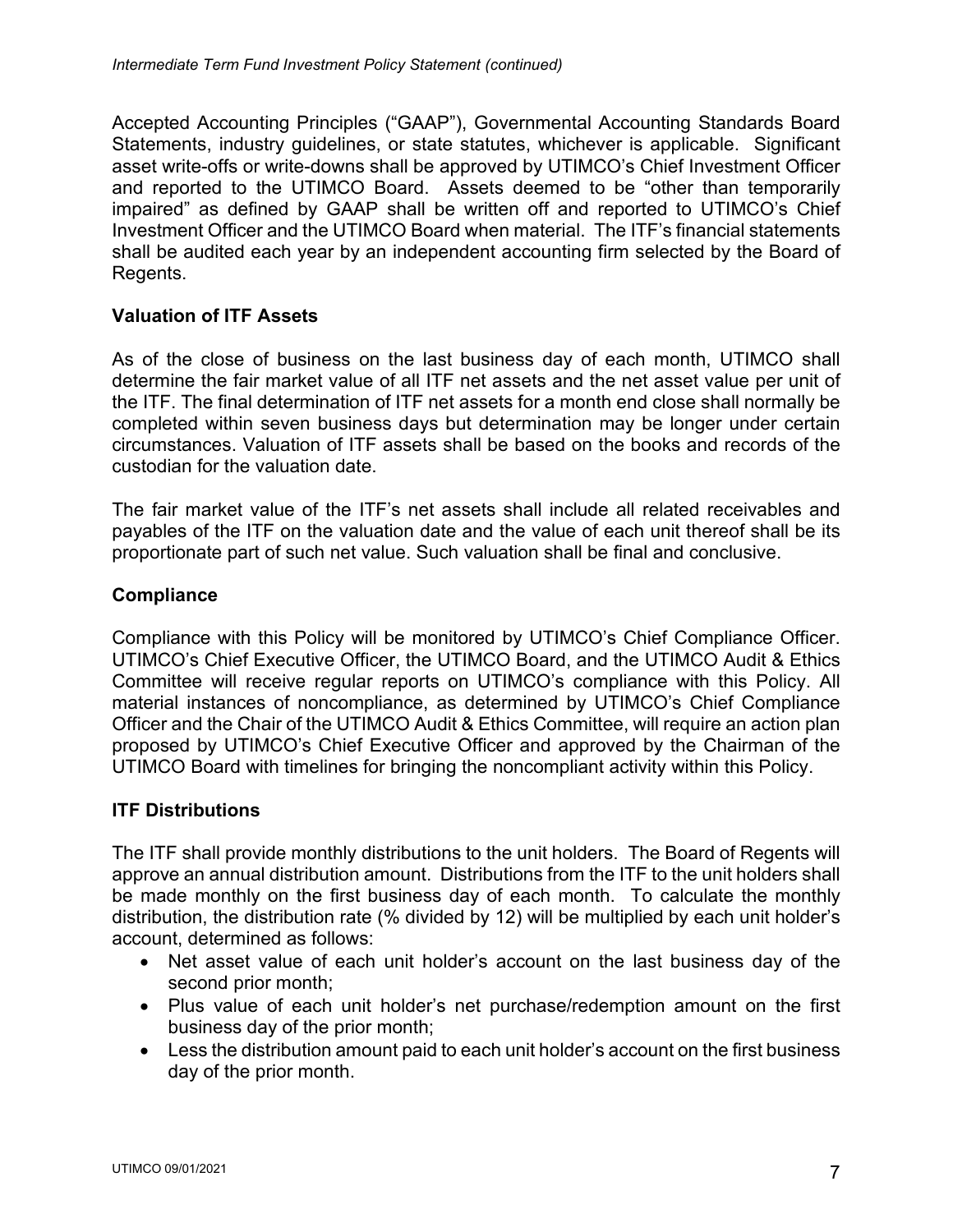Accepted Accounting Principles (“GAAP”), Governmental Accounting Standards Board Statements, industry guidelines, or state statutes, whichever is applicable. Significant asset write-offs or write-downs shall be approved by UTIMCO’s Chief Investment Officer and reported to the UTIMCO Board. Assets deemed to be “other than temporarily impaired” as defined by GAAP shall be written off and reported to UTIMCO’s Chief Investment Officer and the UTIMCO Board when material. The ITF’s financial statements shall be audited each year by an independent accounting firm selected by the Board of Regents.

## Valuation of ITF Assets

As of the close of business on the last business day of each month, UTIMCO shall determine the fair market value of all ITF net assets and the net asset value per unit of the ITF. The final determination of ITF net assets for a month end close shall normally be completed within seven business days but determination may be longer under certain circumstances. Valuation of ITF assets shall be based on the books and records of the custodian for the valuation date.

The fair market value of the ITF’s net assets shall include all related receivables and payables of the ITF on the valuation date and the value of each unit thereof shall be its proportionate part of such net value. Such valuation shall be final and conclusive.

## Compliance

Compliance with this Policy will be monitored by UTIMCO’s Chief Compliance Officer. UTIMCO’s Chief Executive Officer, the UTIMCO Board, and the UTIMCO Audit & Ethics Committee will receive regular reports on UTIMCO’s compliance with this Policy. All material instances of noncompliance, as determined by UTIMCO’s Chief Compliance Officer and the Chair of the UTIMCO Audit & Ethics Committee, will require an action plan proposed by UTIMCO’s Chief Executive Officer and approved by the Chairman of the UTIMCO Board with timelines for bringing the noncompliant activity within this Policy.

## ITF Distributions

The ITF shall provide monthly distributions to the unit holders. The Board of Regents will approve an annual distribution amount. Distributions from the ITF to the unit holders shall be made monthly on the first business day of each month. To calculate the monthly distribution, the distribution rate (% divided by 12) will be multiplied by each unit holder’s account, determined as follows:

- Net asset value of each unit holder’s account on the last business day of the second prior month;
- Plus value of each unit holder’s net purchase/redemption amount on the first business day of the prior month;
- Less the distribution amount paid to each unit holder’s account on the first business day of the prior month.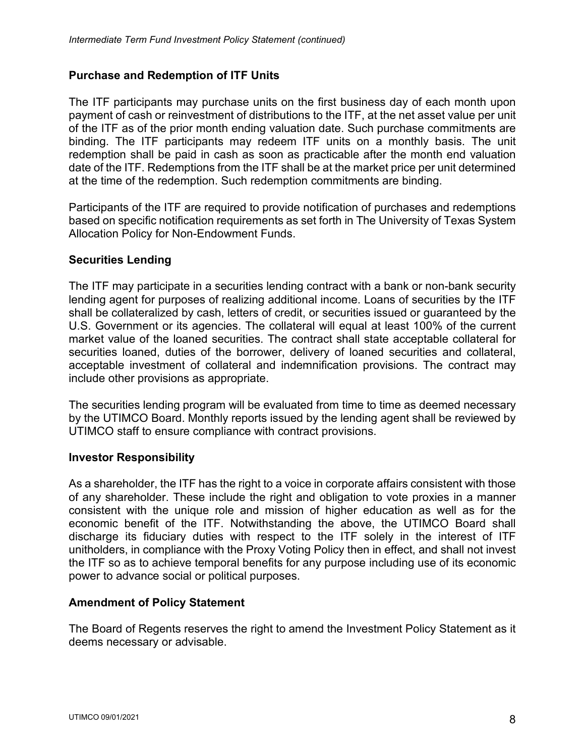## Purchase and Redemption of ITF Units

The ITF participants may purchase units on the first business day of each month upon payment of cash or reinvestment of distributions to the ITF, at the net asset value per unit of the ITF as of the prior month ending valuation date. Such purchase commitments are binding. The ITF participants may redeem ITF units on a monthly basis. The unit redemption shall be paid in cash as soon as practicable after the month end valuation date of the ITF. Redemptions from the ITF shall be at the market price per unit determined at the time of the redemption. Such redemption commitments are binding.

Participants of the ITF are required to provide notification of purchases and redemptions based on specific notification requirements as set forth in The University of Texas System Allocation Policy for Non-Endowment Funds.

## Securities Lending

The ITF may participate in a securities lending contract with a bank or non-bank security lending agent for purposes of realizing additional income. Loans of securities by the ITF shall be collateralized by cash, letters of credit, or securities issued or guaranteed by the U.S. Government or its agencies. The collateral will equal at least 100% of the current market value of the loaned securities. The contract shall state acceptable collateral for securities loaned, duties of the borrower, delivery of loaned securities and collateral, acceptable investment of collateral and indemnification provisions. The contract may include other provisions as appropriate.

The securities lending program will be evaluated from time to time as deemed necessary by the UTIMCO Board. Monthly reports issued by the lending agent shall be reviewed by UTIMCO staff to ensure compliance with contract provisions.

## Investor Responsibility

As a shareholder, the ITF has the right to a voice in corporate affairs consistent with those of any shareholder. These include the right and obligation to vote proxies in a manner consistent with the unique role and mission of higher education as well as for the economic benefit of the ITF. Notwithstanding the above, the UTIMCO Board shall discharge its fiduciary duties with respect to the ITF solely in the interest of ITF unitholders, in compliance with the Proxy Voting Policy then in effect, and shall not invest the ITF so as to achieve temporal benefits for any purpose including use of its economic power to advance social or political purposes.

## Amendment of Policy Statement

The Board of Regents reserves the right to amend the Investment Policy Statement as it deems necessary or advisable.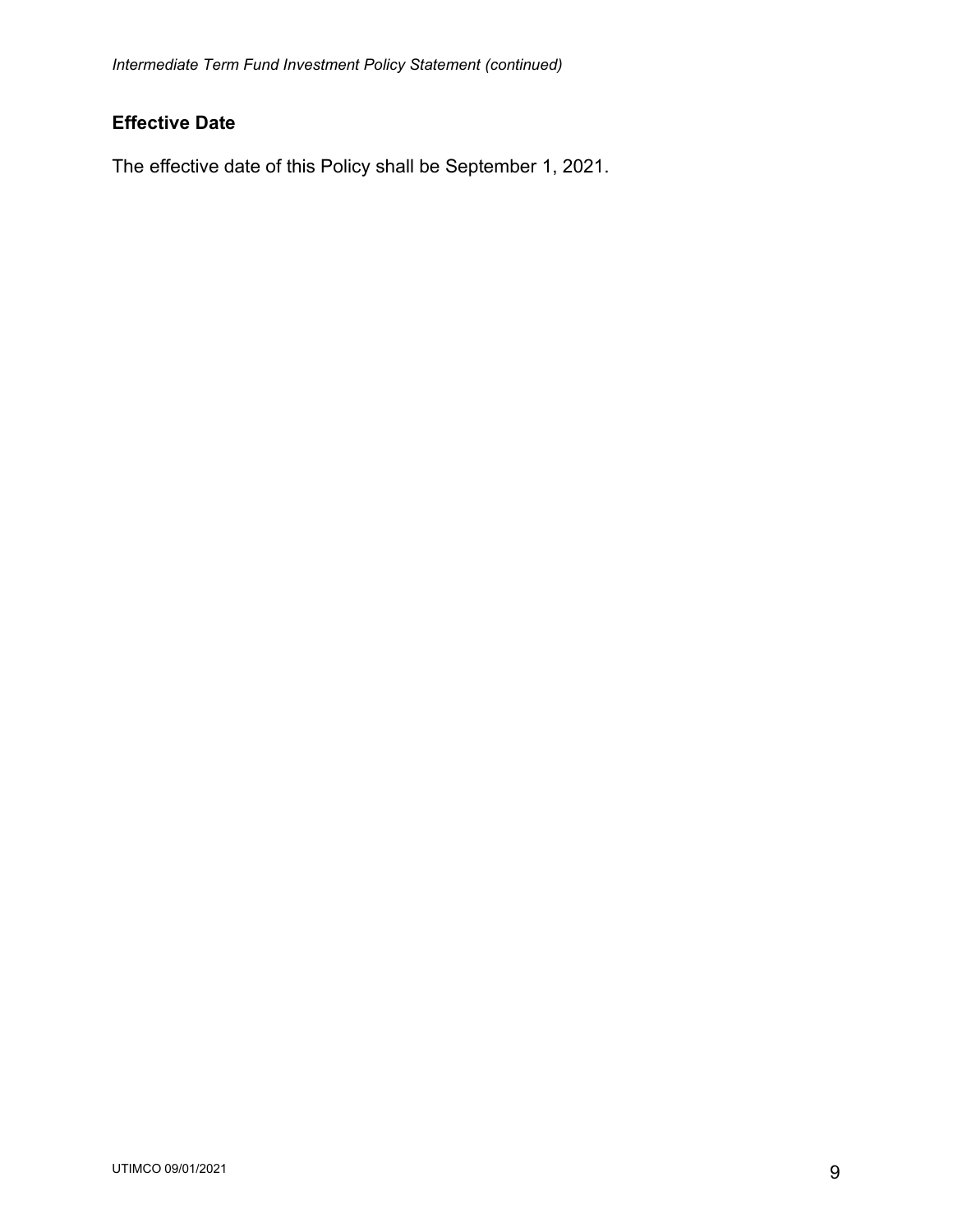## Effective Date

The effective date of this Policy shall be September 1, 2021.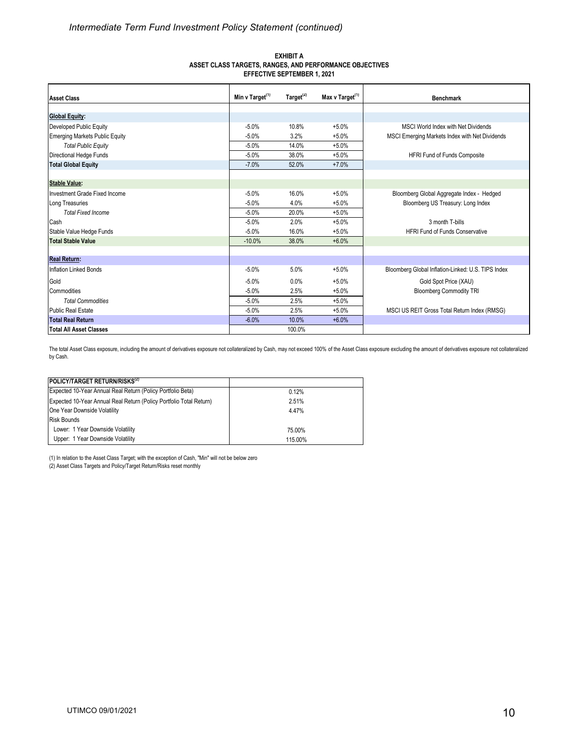*Intermediate Term Fund Investment Policy Statement (continued)*

**EXHIBIT A**
**ASSET CLASS TARGETS, RANGES, AND PERFORMANCE OBJECTIVES**
**EFFECTIVE SEPTEMBER 1, 2021**

| Asset Class | Min v Target[1] | Target[2] | Max v Target[1] | Benchmark |
|---|---|---|---|---|
| **Global Equity:** | | | | |
| Developed Public Equity | -5.0% | 10.8% | +5.0% | MSCI World Index with Net Dividends |
| Emerging Markets Public Equity | -5.0% | 3.2% | +5.0% | MSCI Emerging Markets Index with Net Dividends |
| *Total Public Equity* | -5.0% | 14.0% | +5.0% | |
| Directional Hedge Funds | -5.0% | 38.0% | +5.0% | HFRI Fund of Funds Composite |
| **Total Global Equity** | -7.0% | 52.0% | +7.0% | |
| **Stable Value:** | | | | |
| Investment Grade Fixed Income | -5.0% | 16.0% | +5.0% | Bloomberg Global Aggregate Index - Hedged |
| Long Treasuries | -5.0% | 4.0% | +5.0% | Bloomberg US Treasury: Long Index |
| *Total Fixed Income* | -5.0% | 20.0% | +5.0% | |
| Cash | -5.0% | 2.0% | +5.0% | 3 month T-bills |
| Stable Value Hedge Funds | -5.0% | 16.0% | +5.0% | HFRI Fund of Funds Conservative |
| **Total Stable Value** | -10.0% | 38.0% | +6.0% | |
| **Real Return:** | | | | |
| Inflation Linked Bonds | -5.0% | 5.0% | +5.0% | Bloomberg Global Inflation-Linked: U.S. TIPS Index |
| Gold | -5.0% | 0.0% | +5.0% | Gold Spot Price (XAU) |
| Commodities | -5.0% | 2.5% | +5.0% | Bloomberg Commodity TRI |
| *Total Commodities* | -5.0% | 2.5% | +5.0% | |
| Public Real Estate | -5.0% | 2.5% | +5.0% | MSCI US REIT Gross Total Return Index (RMSG) |
| **Total Real Return** | -6.0% | 10.0% | +6.0% | |
| **Total All Asset Classes** | | 100.0% | | |

The total Asset Class exposure, including the amount of derivatives exposure not collateralized by Cash, may not exceed 100% of the Asset Class exposure excluding the amount of derivatives exposure not collateralized by Cash.

| POLICY/TARGET RETURN/RISKS[2] | |
|---|---|
| Expected 10-Year Annual Real Return (Policy Portfolio Beta) | 0.12% |
| Expected 10-Year Annual Real Return (Policy Portfolio Total Return) | 2.51% |
| One Year Downside Volatility | 4.47% |
| Risk Bounds | |
| Lower: 1 Year Downside Volatility | 75.00% |
| Upper: 1 Year Downside Volatility | 115.00% |

(1) In relation to the Asset Class Target; with the exception of Cash, "Min" will not be below zero
(2) Asset Class Targets and Policy/Target Return/Risks reset monthly

UTIMCO 09/01/2021